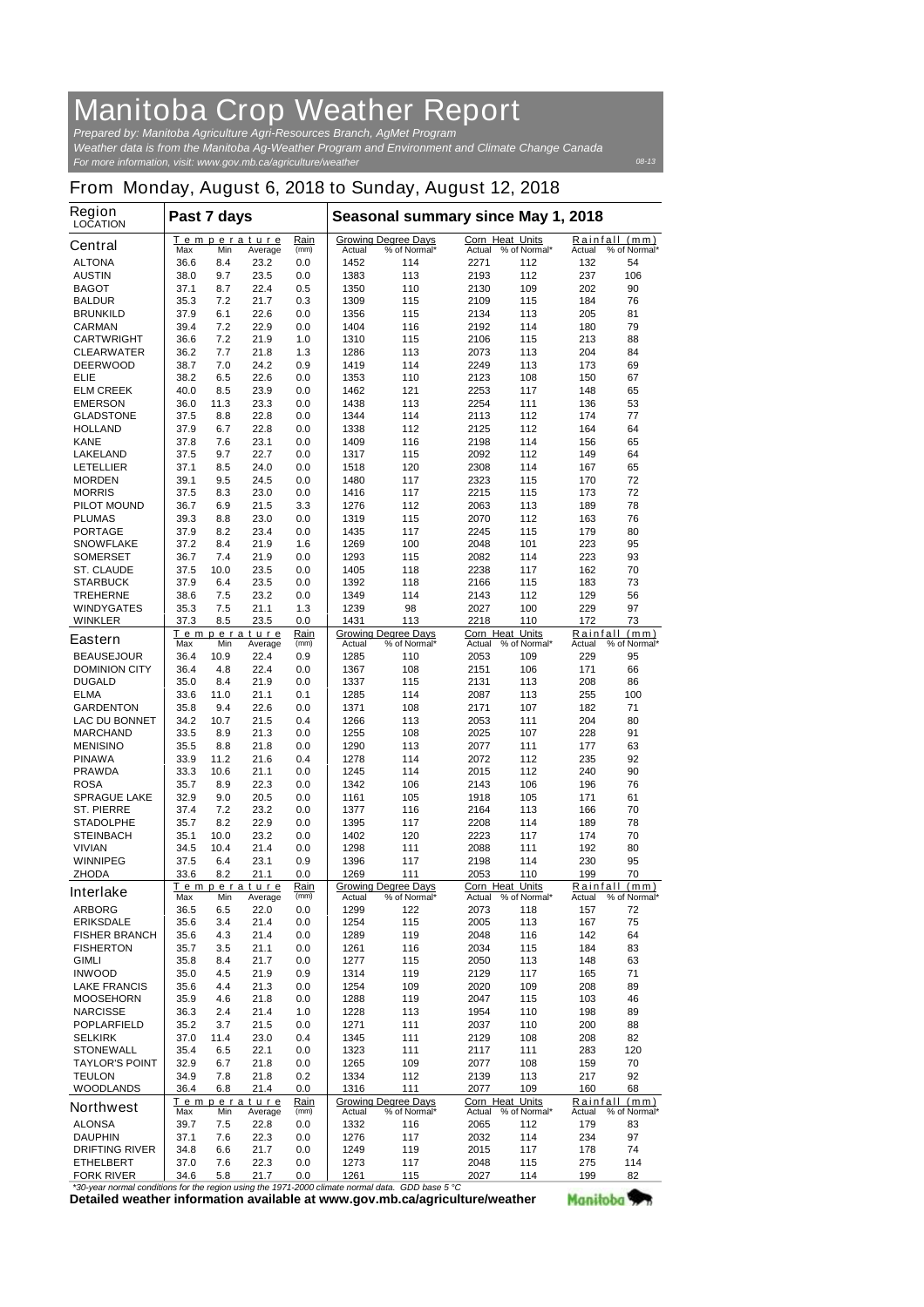# Manitoba Crop Weather Report

*Prepared by: Manitoba Agriculture Agri-Resources Branch, AgMet Program*
*Weather data is from the Manitoba Ag-Weather Program and Environment and Climate Change Canada*
*For more information, visit: www.gov.mb.ca/agriculture/weather*

08-13

## From Monday, August 6, 2018 to Sunday, August 12, 2018

| Region LOCATION | Past 7 days | | | | Seasonal summary since May 1, 2018 | | | | | |
|---|---|---|---|---|---|---|---|---|---|---|
| **Central** | Temperature Max | Min | Average | Rain (mm) | Growing Degree Days Actual | % of Normal* | Corn Heat Units Actual | % of Normal* | Rainfall (mm) Actual | % of Normal* |
| ALTONA | 36.6 | 8.4 | 23.2 | 0.0 | 1452 | 114 | 2271 | 112 | 132 | 54 |
| AUSTIN | 38.0 | 9.7 | 23.5 | 0.0 | 1383 | 113 | 2193 | 112 | 237 | 106 |
| BAGOT | 37.1 | 8.7 | 22.4 | 0.5 | 1350 | 110 | 2130 | 109 | 202 | 90 |
| BALDUR | 35.3 | 7.2 | 21.7 | 0.3 | 1309 | 115 | 2109 | 115 | 184 | 76 |
| BRUNKILD | 37.9 | 6.1 | 22.6 | 0.0 | 1356 | 115 | 2134 | 113 | 205 | 81 |
| CARMAN | 39.4 | 7.2 | 22.9 | 0.0 | 1404 | 116 | 2192 | 114 | 180 | 79 |
| CARTWRIGHT | 36.6 | 7.2 | 21.9 | 1.0 | 1310 | 115 | 2106 | 115 | 213 | 88 |
| CLEARWATER | 36.2 | 7.7 | 21.8 | 1.3 | 1286 | 113 | 2073 | 113 | 204 | 84 |
| DEERWOOD | 38.7 | 7.0 | 24.2 | 0.9 | 1419 | 114 | 2249 | 113 | 173 | 69 |
| ELIE | 38.2 | 6.5 | 22.6 | 0.0 | 1353 | 110 | 2123 | 108 | 150 | 67 |
| ELM CREEK | 40.0 | 8.5 | 23.9 | 0.0 | 1462 | 121 | 2253 | 117 | 148 | 65 |
| EMERSON | 36.0 | 11.3 | 23.3 | 0.0 | 1438 | 113 | 2254 | 111 | 136 | 53 |
| GLADSTONE | 37.5 | 8.8 | 22.8 | 0.0 | 1344 | 114 | 2113 | 112 | 174 | 77 |
| HOLLAND | 37.9 | 6.7 | 22.8 | 0.0 | 1338 | 112 | 2125 | 112 | 164 | 64 |
| KANE | 37.8 | 7.6 | 23.1 | 0.0 | 1409 | 116 | 2198 | 114 | 156 | 65 |
| LAKELAND | 37.5 | 9.7 | 22.7 | 0.0 | 1317 | 115 | 2092 | 112 | 149 | 64 |
| LETELLIER | 37.1 | 8.5 | 24.0 | 0.0 | 1518 | 120 | 2308 | 114 | 167 | 65 |
| MORDEN | 39.1 | 9.5 | 24.5 | 0.0 | 1480 | 117 | 2323 | 115 | 170 | 72 |
| MORRIS | 37.5 | 8.3 | 23.0 | 0.0 | 1416 | 117 | 2215 | 115 | 173 | 72 |
| PILOT MOUND | 36.7 | 6.9 | 21.5 | 3.3 | 1276 | 112 | 2063 | 113 | 189 | 78 |
| PLUMAS | 39.3 | 8.8 | 23.0 | 0.0 | 1319 | 115 | 2070 | 112 | 163 | 76 |
| PORTAGE | 37.9 | 8.2 | 23.4 | 0.0 | 1435 | 117 | 2245 | 115 | 179 | 80 |
| SNOWFLAKE | 37.2 | 8.4 | 21.9 | 1.6 | 1269 | 100 | 2048 | 101 | 223 | 95 |
| SOMERSET | 36.7 | 7.4 | 21.9 | 0.0 | 1293 | 115 | 2082 | 114 | 223 | 93 |
| ST. CLAUDE | 37.5 | 10.0 | 23.5 | 0.0 | 1405 | 118 | 2238 | 117 | 162 | 70 |
| STARBUCK | 37.9 | 6.4 | 23.5 | 0.0 | 1392 | 118 | 2166 | 115 | 183 | 73 |
| TREHERNE | 38.6 | 7.5 | 23.2 | 0.0 | 1349 | 114 | 2143 | 112 | 129 | 56 |
| WINDYGATES | 35.3 | 7.5 | 21.1 | 1.3 | 1239 | 98 | 2027 | 100 | 229 | 97 |
| WINKLER | 37.3 | 8.5 | 23.5 | 0.0 | 1431 | 113 | 2218 | 110 | 172 | 73 |
| **Eastern** | Temperature Max | Min | Average | Rain (mm) | Growing Degree Days Actual | % of Normal* | Corn Heat Units Actual | % of Normal* | Rainfall (mm) Actual | % of Normal* |
| BEAUSEJOUR | 36.4 | 10.9 | 22.4 | 0.9 | 1285 | 110 | 2053 | 109 | 229 | 95 |
| DOMINION CITY | 36.4 | 4.8 | 22.4 | 0.0 | 1367 | 108 | 2151 | 106 | 171 | 66 |
| DUGALD | 35.0 | 8.4 | 21.9 | 0.0 | 1337 | 115 | 2131 | 113 | 208 | 86 |
| ELMA | 33.6 | 11.0 | 21.1 | 0.1 | 1285 | 114 | 2087 | 113 | 255 | 100 |
| GARDENTON | 35.8 | 9.4 | 22.6 | 0.0 | 1371 | 108 | 2171 | 107 | 182 | 71 |
| LAC DU BONNET | 34.2 | 10.7 | 21.5 | 0.4 | 1266 | 113 | 2053 | 111 | 204 | 80 |
| MARCHAND | 33.5 | 8.9 | 21.3 | 0.0 | 1255 | 108 | 2025 | 107 | 228 | 91 |
| MENISINO | 35.5 | 8.8 | 21.8 | 0.0 | 1290 | 113 | 2077 | 111 | 177 | 63 |
| PINAWA | 33.9 | 11.2 | 21.6 | 0.4 | 1278 | 114 | 2072 | 112 | 235 | 92 |
| PRAWDA | 33.3 | 10.6 | 21.1 | 0.0 | 1245 | 114 | 2015 | 112 | 240 | 90 |
| ROSA | 35.7 | 8.9 | 22.3 | 0.0 | 1342 | 106 | 2143 | 106 | 196 | 76 |
| SPRAGUE LAKE | 32.9 | 9.0 | 20.5 | 0.0 | 1161 | 105 | 1918 | 105 | 171 | 61 |
| ST. PIERRE | 37.4 | 7.2 | 23.2 | 0.0 | 1377 | 116 | 2164 | 113 | 166 | 70 |
| STADOLPHE | 35.7 | 8.2 | 22.9 | 0.0 | 1395 | 117 | 2208 | 114 | 189 | 78 |
| STEINBACH | 35.1 | 10.0 | 23.2 | 0.0 | 1402 | 120 | 2223 | 117 | 174 | 70 |
| VIVIAN | 34.5 | 10.4 | 21.4 | 0.0 | 1298 | 111 | 2088 | 111 | 192 | 80 |
| WINNIPEG | 37.5 | 6.4 | 23.1 | 0.9 | 1396 | 117 | 2198 | 114 | 230 | 95 |
| ZHODA | 33.6 | 8.2 | 21.1 | 0.0 | 1269 | 111 | 2053 | 110 | 199 | 70 |
| **Interlake** | Temperature Max | Min | Average | Rain (mm) | Growing Degree Days Actual | % of Normal* | Corn Heat Units Actual | % of Normal* | Rainfall (mm) Actual | % of Normal* |
| ARBORG | 36.5 | 6.5 | 22.0 | 0.0 | 1299 | 122 | 2073 | 118 | 157 | 72 |
| ERIKSDALE | 35.6 | 3.4 | 21.4 | 0.0 | 1254 | 115 | 2005 | 113 | 167 | 75 |
| FISHER BRANCH | 35.6 | 4.3 | 21.4 | 0.0 | 1289 | 119 | 2048 | 116 | 142 | 64 |
| FISHERTON | 35.7 | 3.5 | 21.1 | 0.0 | 1261 | 116 | 2034 | 115 | 184 | 83 |
| GIMLI | 35.8 | 8.4 | 21.7 | 0.0 | 1277 | 115 | 2050 | 113 | 148 | 63 |
| INWOOD | 35.0 | 4.5 | 21.9 | 0.9 | 1314 | 119 | 2129 | 117 | 165 | 71 |
| LAKE FRANCIS | 35.6 | 4.4 | 21.3 | 0.0 | 1254 | 109 | 2020 | 109 | 208 | 89 |
| MOOSEHORN | 35.9 | 4.6 | 21.8 | 0.0 | 1288 | 119 | 2047 | 115 | 103 | 46 |
| NARCISSE | 36.3 | 2.4 | 21.4 | 1.0 | 1228 | 113 | 1954 | 110 | 198 | 89 |
| POPLARFIELD | 35.2 | 3.7 | 21.5 | 0.0 | 1271 | 111 | 2037 | 110 | 200 | 88 |
| SELKIRK | 37.0 | 11.4 | 23.0 | 0.4 | 1345 | 111 | 2129 | 108 | 208 | 82 |
| STONEWALL | 35.4 | 6.5 | 22.1 | 0.0 | 1323 | 111 | 2117 | 111 | 283 | 120 |
| TAYLOR'S POINT | 32.9 | 6.7 | 21.8 | 0.0 | 1265 | 109 | 2077 | 108 | 159 | 70 |
| TEULON | 34.9 | 7.8 | 21.8 | 0.2 | 1334 | 112 | 2139 | 113 | 217 | 92 |
| WOODLANDS | 36.4 | 6.8 | 21.4 | 0.0 | 1316 | 111 | 2077 | 109 | 160 | 68 |
| **Northwest** | Temperature Max | Min | Average | Rain (mm) | Growing Degree Days Actual | % of Normal* | Corn Heat Units Actual | % of Normal* | Rainfall (mm) Actual | % of Normal* |
| ALONSA | 39.7 | 7.5 | 22.8 | 0.0 | 1332 | 116 | 2065 | 112 | 179 | 83 |
| DAUPHIN | 37.1 | 7.6 | 22.3 | 0.0 | 1276 | 117 | 2032 | 114 | 234 | 97 |
| DRIFTING RIVER | 34.8 | 6.6 | 21.7 | 0.0 | 1249 | 119 | 2015 | 117 | 178 | 74 |
| ETHELBERT | 37.0 | 7.6 | 22.3 | 0.0 | 1273 | 117 | 2048 | 115 | 275 | 114 |
| FORK RIVER | 34.6 | 5.8 | 21.7 | 0.0 | 1261 | 115 | 2027 | 114 | 199 | 82 |

*\*30-year normal conditions for the region using the 1971-2000 climate normal data. GDD base 5 °C*

**Detailed weather information available at www.gov.mb.ca/agriculture/weather**

Manitoba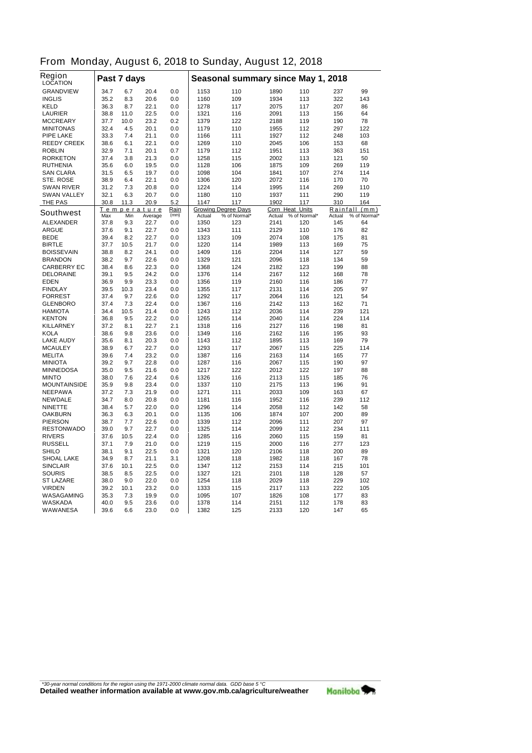# From Monday, August 6, 2018 to Sunday, August 12, 2018

| Region LOCATION | Past 7 days | | | | Seasonal summary since May 1, 2018 | | | | | |
|---|---|---|---|---|---|---|---|---|---|---|
| GRANDVIEW | 34.7 | 6.7 | 20.4 | 0.0 | 1153 | 110 | 1890 | 110 | 237 | 99 |
| INGLIS | 35.2 | 8.3 | 20.6 | 0.0 | 1160 | 109 | 1934 | 113 | 322 | 143 |
| KELD | 36.3 | 8.7 | 22.1 | 0.0 | 1278 | 117 | 2075 | 117 | 207 | 86 |
| LAURIER | 38.8 | 11.0 | 22.5 | 0.0 | 1321 | 116 | 2091 | 113 | 156 | 64 |
| MCCREARY | 37.7 | 10.0 | 23.2 | 0.2 | 1379 | 122 | 2188 | 119 | 190 | 78 |
| MINITONAS | 32.4 | 4.5 | 20.1 | 0.0 | 1179 | 110 | 1955 | 112 | 297 | 122 |
| PIPE LAKE | 33.3 | 7.4 | 21.1 | 0.0 | 1166 | 111 | 1927 | 112 | 248 | 103 |
| REEDY CREEK | 38.6 | 6.1 | 22.1 | 0.0 | 1269 | 110 | 2045 | 106 | 153 | 68 |
| ROBLIN | 32.9 | 7.1 | 20.1 | 0.7 | 1179 | 112 | 1951 | 113 | 363 | 151 |
| RORKETON | 37.4 | 3.8 | 21.3 | 0.0 | 1258 | 115 | 2002 | 113 | 121 | 50 |
| RUTHENIA | 35.6 | 6.0 | 19.5 | 0.0 | 1128 | 106 | 1875 | 109 | 269 | 119 |
| SAN CLARA | 31.5 | 6.5 | 19.7 | 0.0 | 1098 | 104 | 1841 | 107 | 274 | 114 |
| STE. ROSE | 38.9 | 6.4 | 22.1 | 0.0 | 1306 | 120 | 2072 | 116 | 170 | 70 |
| SWAN RIVER | 31.2 | 7.3 | 20.8 | 0.0 | 1224 | 114 | 1995 | 114 | 269 | 110 |
| SWAN VALLEY | 32.1 | 6.3 | 20.7 | 0.0 | 1180 | 110 | 1937 | 111 | 290 | 119 |
| THE PAS | 30.8 | 11.3 | 20.9 | 5.2 | 1147 | 117 | 1902 | 117 | 310 | 164 |
| **Southwest** | Temperature | | | Rain | Growing Degree Days | | Corn Heat Units | | Rainfall (mm) | |
| | Max | Min | Average | (mm) | Actual | % of Normal* | Actual | % of Normal* | Actual | % of Normal* |
| ALEXANDER | 37.8 | 9.3 | 22.7 | 0.0 | 1350 | 123 | 2141 | 120 | 145 | 64 |
| ARGUE | 37.6 | 9.1 | 22.7 | 0.0 | 1343 | 111 | 2129 | 110 | 176 | 82 |
| BEDE | 39.4 | 8.2 | 22.7 | 0.0 | 1323 | 109 | 2074 | 108 | 175 | 81 |
| BIRTLE | 37.7 | 10.5 | 21.7 | 0.0 | 1220 | 114 | 1989 | 113 | 169 | 75 |
| BOISSEVAIN | 38.8 | 8.2 | 24.1 | 0.0 | 1409 | 116 | 2204 | 114 | 127 | 59 |
| BRANDON | 38.2 | 9.7 | 22.6 | 0.0 | 1329 | 121 | 2096 | 118 | 134 | 59 |
| CARBERRY EC | 38.4 | 8.6 | 22.3 | 0.0 | 1368 | 124 | 2182 | 123 | 199 | 88 |
| DELORAINE | 39.1 | 9.5 | 24.2 | 0.0 | 1376 | 114 | 2167 | 112 | 168 | 78 |
| EDEN | 36.9 | 9.9 | 23.3 | 0.0 | 1356 | 119 | 2160 | 116 | 186 | 77 |
| FINDLAY | 39.5 | 10.3 | 23.4 | 0.0 | 1355 | 117 | 2131 | 114 | 205 | 97 |
| FORREST | 37.4 | 9.7 | 22.6 | 0.0 | 1292 | 117 | 2064 | 116 | 121 | 54 |
| GLENBORO | 37.4 | 7.3 | 22.4 | 0.0 | 1367 | 116 | 2142 | 113 | 162 | 71 |
| HAMIOTA | 34.4 | 10.5 | 21.4 | 0.0 | 1243 | 112 | 2036 | 114 | 239 | 121 |
| KENTON | 36.8 | 9.5 | 22.2 | 0.0 | 1265 | 114 | 2040 | 114 | 224 | 114 |
| KILLARNEY | 37.2 | 8.1 | 22.7 | 2.1 | 1318 | 116 | 2127 | 116 | 198 | 81 |
| KOLA | 38.6 | 9.8 | 23.6 | 0.0 | 1349 | 116 | 2162 | 116 | 195 | 93 |
| LAKE AUDY | 35.6 | 8.1 | 20.3 | 0.0 | 1143 | 112 | 1895 | 113 | 169 | 79 |
| MCAULEY | 38.9 | 6.7 | 22.7 | 0.0 | 1293 | 117 | 2067 | 115 | 225 | 114 |
| MELITA | 39.6 | 7.4 | 23.2 | 0.0 | 1387 | 116 | 2163 | 114 | 165 | 77 |
| MINIOTA | 39.2 | 9.7 | 22.8 | 0.0 | 1287 | 116 | 2067 | 115 | 190 | 97 |
| MINNEDOSA | 35.0 | 9.5 | 21.6 | 0.0 | 1217 | 122 | 2012 | 122 | 197 | 88 |
| MINTO | 38.0 | 7.6 | 22.4 | 0.6 | 1326 | 116 | 2113 | 115 | 185 | 76 |
| MOUNTAINSIDE | 35.9 | 9.8 | 23.4 | 0.0 | 1337 | 110 | 2175 | 113 | 196 | 91 |
| NEEPAWA | 37.2 | 7.3 | 21.9 | 0.0 | 1271 | 111 | 2033 | 109 | 163 | 67 |
| NEWDALE | 34.7 | 8.0 | 20.8 | 0.0 | 1181 | 116 | 1952 | 116 | 239 | 112 |
| NINETTE | 38.4 | 5.7 | 22.0 | 0.0 | 1296 | 114 | 2058 | 112 | 142 | 58 |
| OAKBURN | 36.3 | 6.3 | 20.1 | 0.0 | 1135 | 106 | 1874 | 107 | 200 | 89 |
| PIERSON | 38.7 | 7.7 | 22.6 | 0.0 | 1339 | 112 | 2096 | 111 | 207 | 97 |
| RESTONWADO | 39.0 | 9.7 | 22.7 | 0.0 | 1325 | 114 | 2099 | 112 | 234 | 111 |
| RIVERS | 37.6 | 10.5 | 22.4 | 0.0 | 1285 | 116 | 2060 | 115 | 159 | 81 |
| RUSSELL | 37.1 | 7.9 | 21.0 | 0.0 | 1219 | 115 | 2000 | 116 | 277 | 123 |
| SHILO | 38.1 | 9.1 | 22.5 | 0.0 | 1321 | 120 | 2106 | 118 | 200 | 89 |
| SHOAL LAKE | 34.9 | 8.7 | 21.1 | 3.1 | 1208 | 118 | 1982 | 118 | 167 | 78 |
| SINCLAIR | 37.6 | 10.1 | 22.5 | 0.0 | 1347 | 112 | 2153 | 114 | 215 | 101 |
| SOURIS | 38.5 | 8.5 | 22.5 | 0.0 | 1327 | 121 | 2101 | 118 | 128 | 57 |
| ST LAZARE | 38.0 | 9.0 | 22.0 | 0.0 | 1254 | 118 | 2029 | 118 | 229 | 102 |
| VIRDEN | 39.2 | 10.1 | 23.2 | 0.0 | 1333 | 115 | 2117 | 113 | 222 | 105 |
| WASAGAMING | 35.3 | 7.3 | 19.9 | 0.0 | 1095 | 107 | 1826 | 108 | 177 | 83 |
| WASKADA | 40.0 | 9.5 | 23.6 | 0.0 | 1378 | 114 | 2151 | 112 | 178 | 83 |
| WAWANESA | 39.6 | 6.6 | 23.0 | 0.0 | 1382 | 125 | 2133 | 120 | 147 | 65 |

*30-year normal conditions for the region using the 1971-2000 climate normal data. GDD base 5 °C

**Detailed weather information available at www.gov.mb.ca/agriculture/weather**

Manitoba